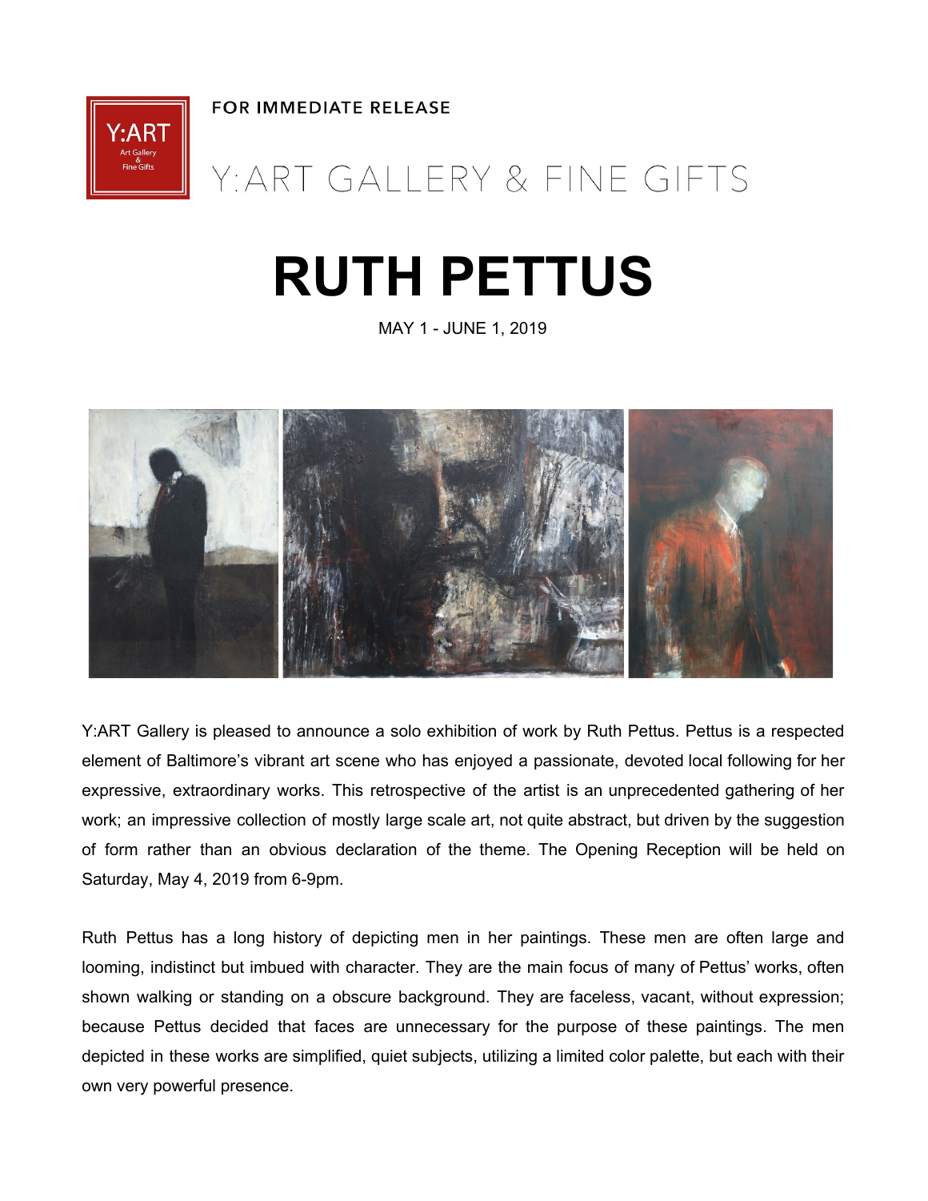FOR IMMEDIATE RELEASE

Y:ART GALLERY & FINE GIFTS

# RUTH PETTUS

MAY 1 - JUNE 1, 2019

Y:ART Gallery is pleased to announce a solo exhibition of work by Ruth Pettus. Pettus is a respected element of Baltimore's vibrant art scene who has enjoyed a passionate, devoted local following for her expressive, extraordinary works. This retrospective of the artist is an unprecedented gathering of her work; an impressive collection of mostly large scale art, not quite abstract, but driven by the suggestion of form rather than an obvious declaration of the theme. The Opening Reception will be held on Saturday, May 4, 2019 from 6-9pm.

Ruth Pettus has a long history of depicting men in her paintings. These men are often large and looming, indistinct but imbued with character. They are the main focus of many of Pettus' works, often shown walking or standing on a obscure background. They are faceless, vacant, without expression; because Pettus decided that faces are unnecessary for the purpose of these paintings. The men depicted in these works are simplified, quiet subjects, utilizing a limited color palette, but each with their own very powerful presence.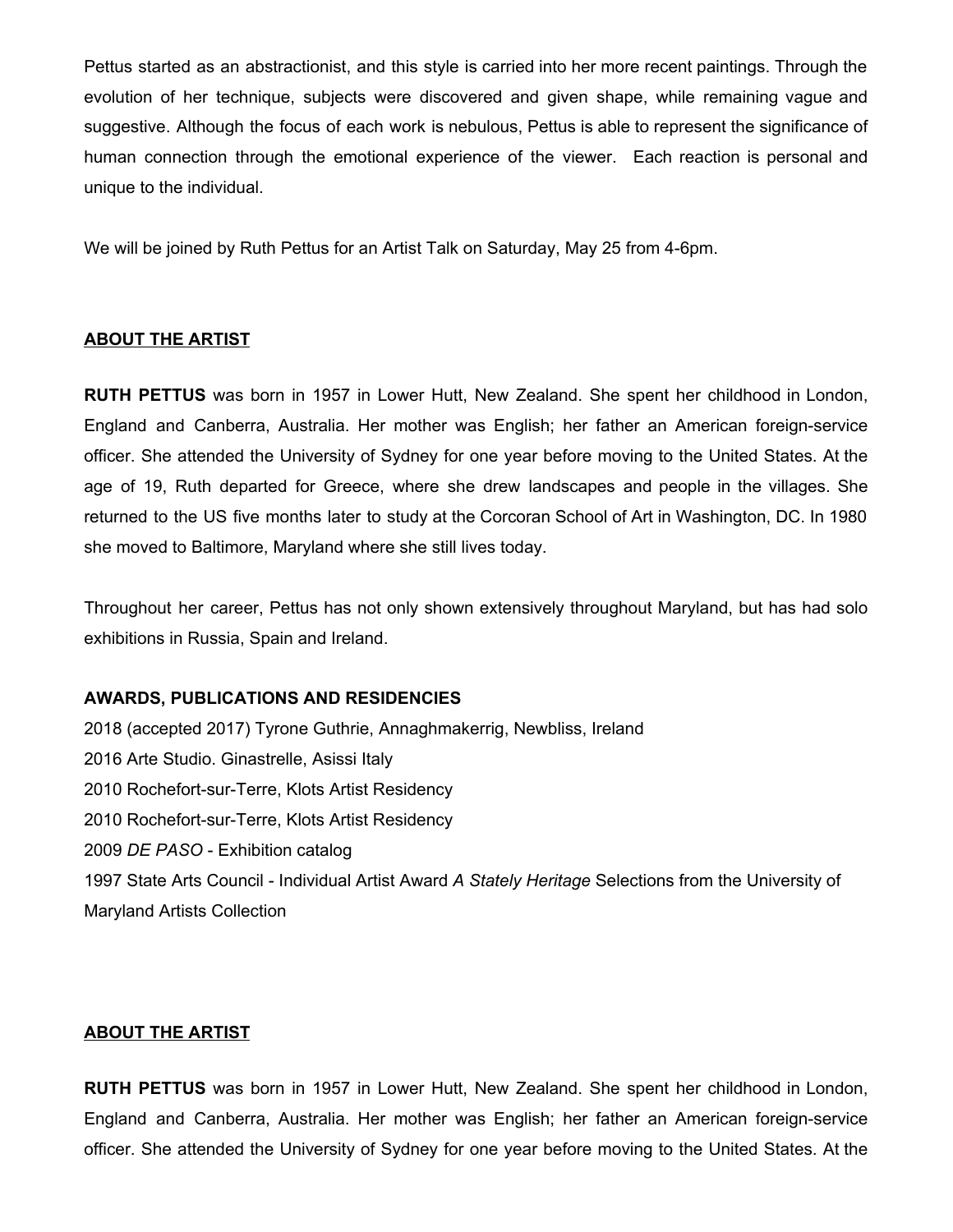Pettus started as an abstractionist, and this style is carried into her more recent paintings. Through the evolution of her technique, subjects were discovered and given shape, while remaining vague and suggestive. Although the focus of each work is nebulous, Pettus is able to represent the significance of human connection through the emotional experience of the viewer. Each reaction is personal and unique to the individual.

We will be joined by Ruth Pettus for an Artist Talk on Saturday, May 25 from 4-6pm.

## ABOUT THE ARTIST

**RUTH PETTUS** was born in 1957 in Lower Hutt, New Zealand. She spent her childhood in London, England and Canberra, Australia. Her mother was English; her father an American foreign-service officer. She attended the University of Sydney for one year before moving to the United States. At the age of 19, Ruth departed for Greece, where she drew landscapes and people in the villages. She returned to the US five months later to study at the Corcoran School of Art in Washington, DC. In 1980 she moved to Baltimore, Maryland where she still lives today.

Throughout her career, Pettus has not only shown extensively throughout Maryland, but has had solo exhibitions in Russia, Spain and Ireland.

### AWARDS, PUBLICATIONS AND RESIDENCIES

2018 (accepted 2017) Tyrone Guthrie, Annaghmakerrig, Newbliss, Ireland
2016 Arte Studio. Ginastrelle, Asissi Italy
2010 Rochefort-sur-Terre, Klots Artist Residency
2010 Rochefort-sur-Terre, Klots Artist Residency
2009 *DE PASO* - Exhibition catalog
1997 State Arts Council - Individual Artist Award *A Stately Heritage* Selections from the University of Maryland Artists Collection

## ABOUT THE ARTIST

**RUTH PETTUS** was born in 1957 in Lower Hutt, New Zealand. She spent her childhood in London, England and Canberra, Australia. Her mother was English; her father an American foreign-service officer. She attended the University of Sydney for one year before moving to the United States. At the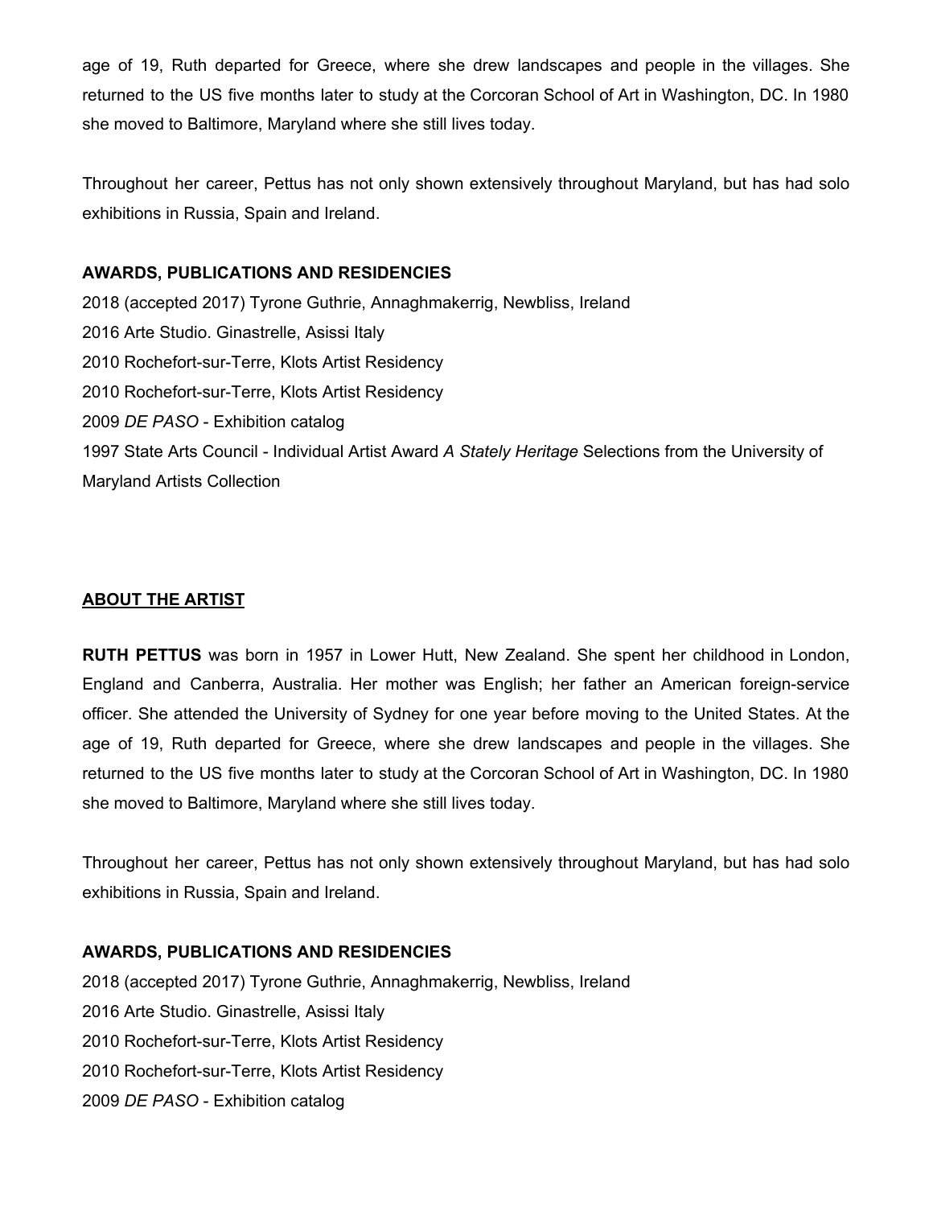age of 19, Ruth departed for Greece, where she drew landscapes and people in the villages. She returned to the US five months later to study at the Corcoran School of Art in Washington, DC. In 1980 she moved to Baltimore, Maryland where she still lives today.

Throughout her career, Pettus has not only shown extensively throughout Maryland, but has had solo exhibitions in Russia, Spain and Ireland.

**AWARDS, PUBLICATIONS AND RESIDENCIES**

2018 (accepted 2017) Tyrone Guthrie, Annaghmakerrig, Newbliss, Ireland
2016 Arte Studio. Ginastrelle, Asissi Italy
2010 Rochefort-sur-Terre, Klots Artist Residency
2010 Rochefort-sur-Terre, Klots Artist Residency
2009 *DE PASO* - Exhibition catalog
1997 State Arts Council - Individual Artist Award *A Stately Heritage* Selections from the University of Maryland Artists Collection

## ABOUT THE ARTIST

**RUTH PETTUS** was born in 1957 in Lower Hutt, New Zealand. She spent her childhood in London, England and Canberra, Australia. Her mother was English; her father an American foreign-service officer. She attended the University of Sydney for one year before moving to the United States. At the age of 19, Ruth departed for Greece, where she drew landscapes and people in the villages. She returned to the US five months later to study at the Corcoran School of Art in Washington, DC. In 1980 she moved to Baltimore, Maryland where she still lives today.

Throughout her career, Pettus has not only shown extensively throughout Maryland, but has had solo exhibitions in Russia, Spain and Ireland.

**AWARDS, PUBLICATIONS AND RESIDENCIES**

2018 (accepted 2017) Tyrone Guthrie, Annaghmakerrig, Newbliss, Ireland
2016 Arte Studio. Ginastrelle, Asissi Italy
2010 Rochefort-sur-Terre, Klots Artist Residency
2010 Rochefort-sur-Terre, Klots Artist Residency
2009 *DE PASO* - Exhibition catalog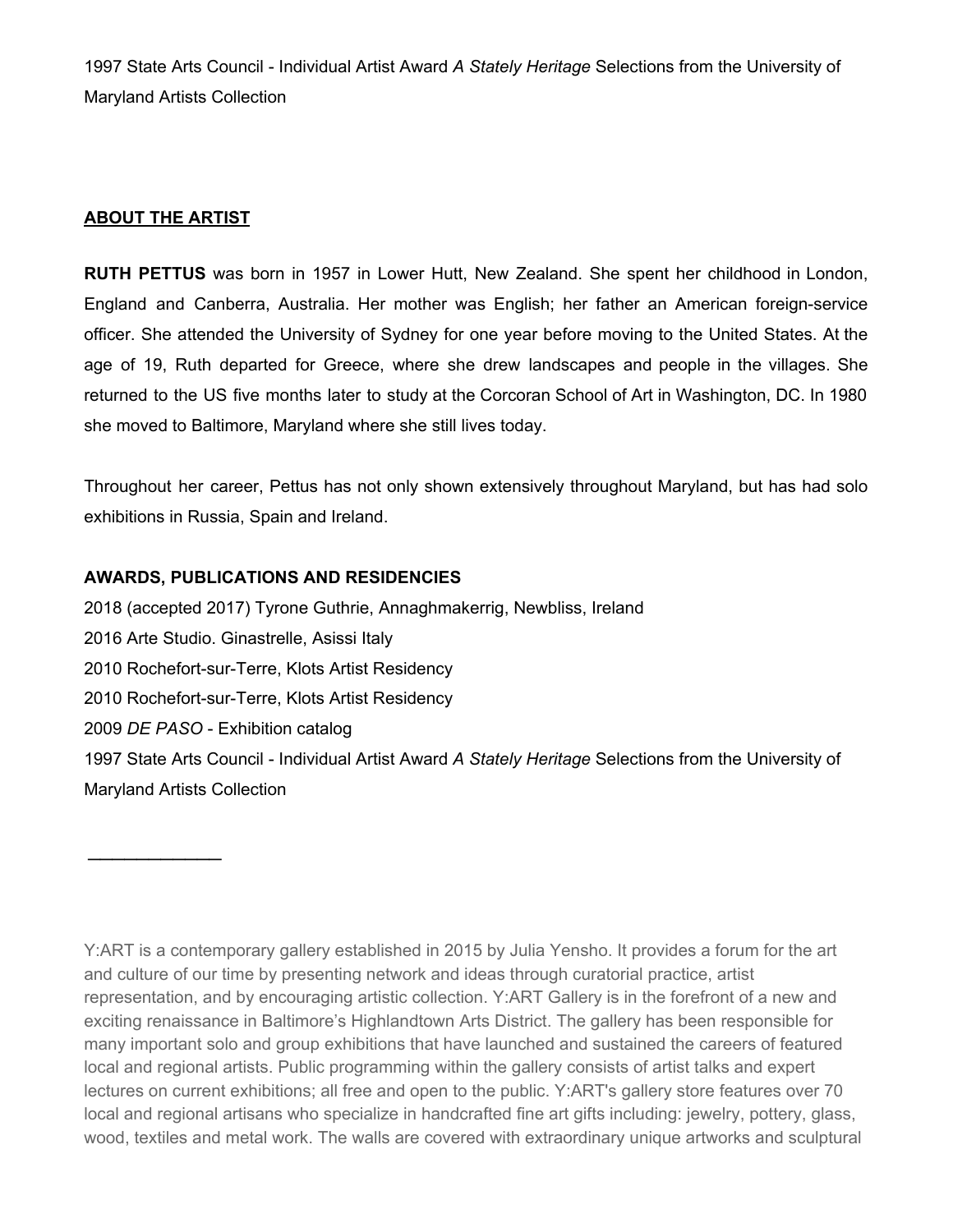1997 State Arts Council - Individual Artist Award *A Stately Heritage* Selections from the University of Maryland Artists Collection

## ABOUT THE ARTIST

**RUTH PETTUS** was born in 1957 in Lower Hutt, New Zealand. She spent her childhood in London, England and Canberra, Australia. Her mother was English; her father an American foreign-service officer. She attended the University of Sydney for one year before moving to the United States. At the age of 19, Ruth departed for Greece, where she drew landscapes and people in the villages. She returned to the US five months later to study at the Corcoran School of Art in Washington, DC. In 1980 she moved to Baltimore, Maryland where she still lives today.

Throughout her career, Pettus has not only shown extensively throughout Maryland, but has had solo exhibitions in Russia, Spain and Ireland.

**AWARDS, PUBLICATIONS AND RESIDENCIES**

2018 (accepted 2017) Tyrone Guthrie, Annaghmakerrig, Newbliss, Ireland
2016 Arte Studio. Ginastrelle, Asissi Italy
2010 Rochefort-sur-Terre, Klots Artist Residency
2010 Rochefort-sur-Terre, Klots Artist Residency
2009 *DE PASO* - Exhibition catalog
1997 State Arts Council - Individual Artist Award *A Stately Heritage* Selections from the University of Maryland Artists Collection

---

Y:ART is a contemporary gallery established in 2015 by Julia Yensho. It provides a forum for the art and culture of our time by presenting network and ideas through curatorial practice, artist representation, and by encouraging artistic collection. Y:ART Gallery is in the forefront of a new and exciting renaissance in Baltimore's Highlandtown Arts District. The gallery has been responsible for many important solo and group exhibitions that have launched and sustained the careers of featured local and regional artists. Public programming within the gallery consists of artist talks and expert lectures on current exhibitions; all free and open to the public. Y:ART's gallery store features over 70 local and regional artisans who specialize in handcrafted fine art gifts including: jewelry, pottery, glass, wood, textiles and metal work. The walls are covered with extraordinary unique artworks and sculptural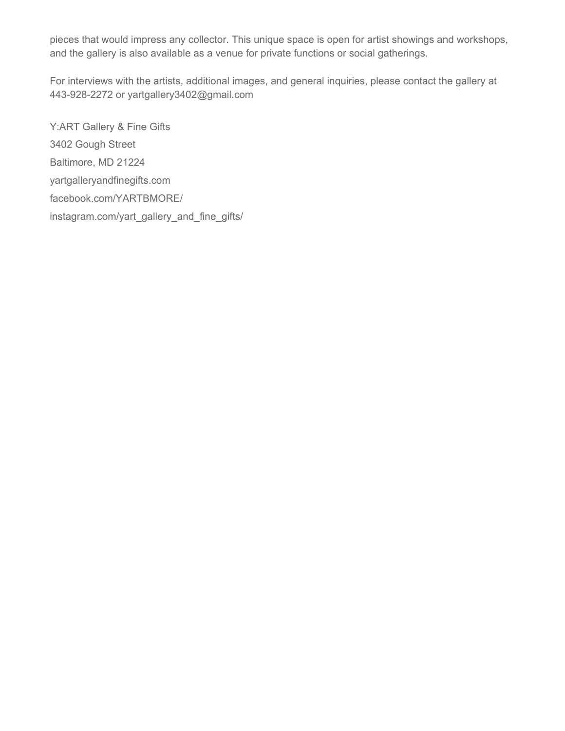pieces that would impress any collector. This unique space is open for artist showings and workshops, and the gallery is also available as a venue for private functions or social gatherings.

For interviews with the artists, additional images, and general inquiries, please contact the gallery at 443-928-2272 or yartgallery3402@gmail.com

Y:ART Gallery & Fine Gifts

3402 Gough Street

Baltimore, MD 21224

yartgalleryandfinegifts.com

facebook.com/YARTBMORE/

instagram.com/yart_gallery_and_fine_gifts/